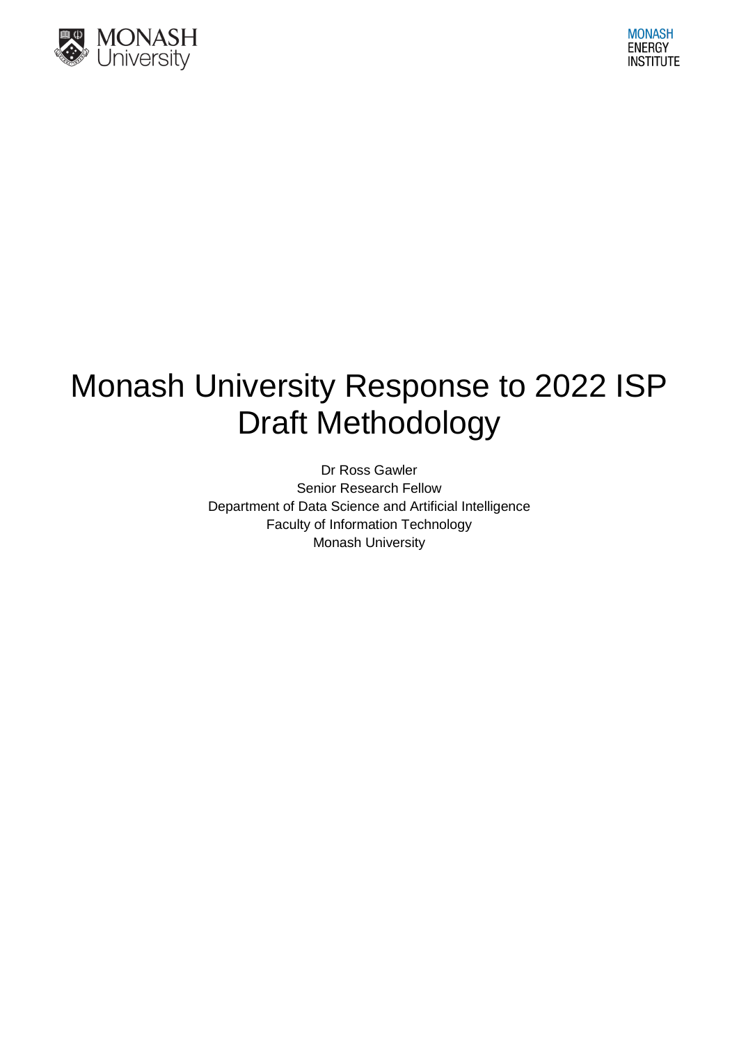# Monash University Response to 2022 ISP Draft Methodology

Dr Ross Gawler
Senior Research Fellow
Department of Data Science and Artificial Intelligence
Faculty of Information Technology
Monash University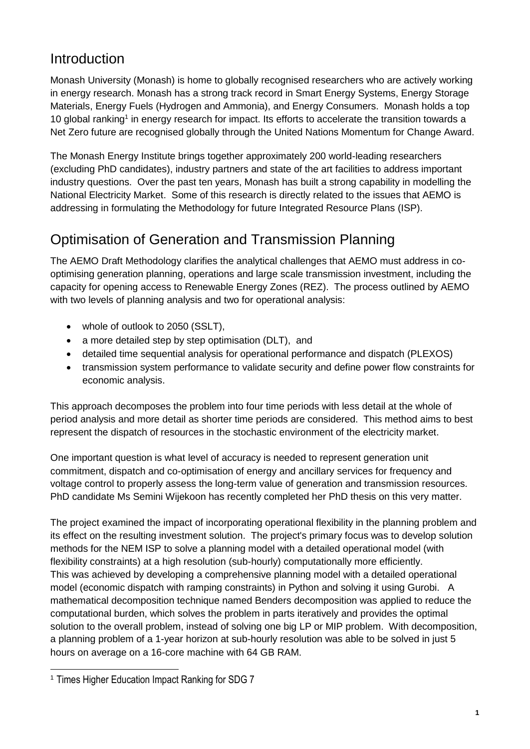## Introduction

Monash University (Monash) is home to globally recognised researchers who are actively working in energy research. Monash has a strong track record in Smart Energy Systems, Energy Storage Materials, Energy Fuels (Hydrogen and Ammonia), and Energy Consumers. Monash holds a top 10 global ranking[1] in energy research for impact. Its efforts to accelerate the transition towards a Net Zero future are recognised globally through the United Nations Momentum for Change Award.

The Monash Energy Institute brings together approximately 200 world-leading researchers (excluding PhD candidates), industry partners and state of the art facilities to address important industry questions. Over the past ten years, Monash has built a strong capability in modelling the National Electricity Market. Some of this research is directly related to the issues that AEMO is addressing in formulating the Methodology for future Integrated Resource Plans (ISP).

## Optimisation of Generation and Transmission Planning

The AEMO Draft Methodology clarifies the analytical challenges that AEMO must address in co-optimising generation planning, operations and large scale transmission investment, including the capacity for opening access to Renewable Energy Zones (REZ). The process outlined by AEMO with two levels of planning analysis and two for operational analysis:

- whole of outlook to 2050 (SSLT),
- a more detailed step by step optimisation (DLT), and
- detailed time sequential analysis for operational performance and dispatch (PLEXOS)
- transmission system performance to validate security and define power flow constraints for economic analysis.

This approach decomposes the problem into four time periods with less detail at the whole of period analysis and more detail as shorter time periods are considered. This method aims to best represent the dispatch of resources in the stochastic environment of the electricity market.

One important question is what level of accuracy is needed to represent generation unit commitment, dispatch and co-optimisation of energy and ancillary services for frequency and voltage control to properly assess the long-term value of generation and transmission resources. PhD candidate Ms Semini Wijekoon has recently completed her PhD thesis on this very matter.

The project examined the impact of incorporating operational flexibility in the planning problem and its effect on the resulting investment solution. The project's primary focus was to develop solution methods for the NEM ISP to solve a planning model with a detailed operational model (with flexibility constraints) at a high resolution (sub-hourly) computationally more efficiently. This was achieved by developing a comprehensive planning model with a detailed operational model (economic dispatch with ramping constraints) in Python and solving it using Gurobi. A mathematical decomposition technique named Benders decomposition was applied to reduce the computational burden, which solves the problem in parts iteratively and provides the optimal solution to the overall problem, instead of solving one big LP or MIP problem. With decomposition, a planning problem of a 1-year horizon at sub-hourly resolution was able to be solved in just 5 hours on average on a 16-core machine with 64 GB RAM.

[1] Times Higher Education Impact Ranking for SDG 7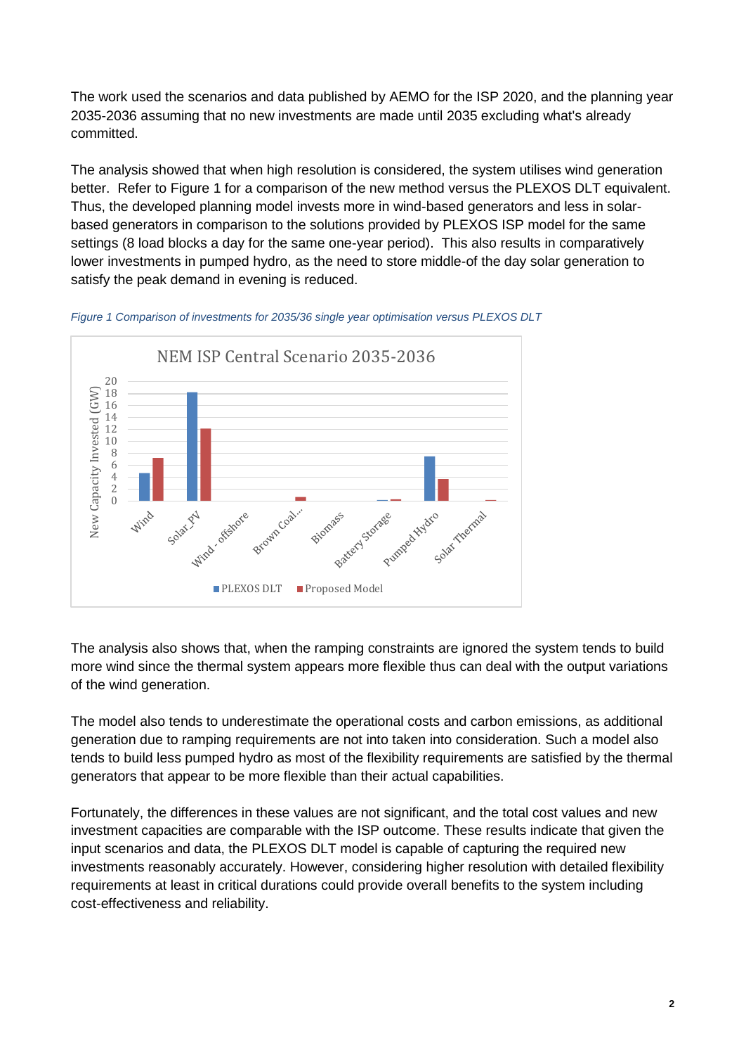The work used the scenarios and data published by AEMO for the ISP 2020, and the planning year 2035-2036 assuming that no new investments are made until 2035 excluding what's already committed.

The analysis showed that when high resolution is considered, the system utilises wind generation better. Refer to Figure 1 for a comparison of the new method versus the PLEXOS DLT equivalent. Thus, the developed planning model invests more in wind-based generators and less in solar-based generators in comparison to the solutions provided by PLEXOS ISP model for the same settings (8 load blocks a day for the same one-year period). This also results in comparatively lower investments in pumped hydro, as the need to store middle-of the day solar generation to satisfy the peak demand in evening is reduced.

*Figure 1 Comparison of investments for 2035/36 single year optimisation versus PLEXOS DLT*

The analysis also shows that, when the ramping constraints are ignored the system tends to build more wind since the thermal system appears more flexible thus can deal with the output variations of the wind generation.

The model also tends to underestimate the operational costs and carbon emissions, as additional generation due to ramping requirements are not into taken into consideration. Such a model also tends to build less pumped hydro as most of the flexibility requirements are satisfied by the thermal generators that appear to be more flexible than their actual capabilities.

Fortunately, the differences in these values are not significant, and the total cost values and new investment capacities are comparable with the ISP outcome. These results indicate that given the input scenarios and data, the PLEXOS DLT model is capable of capturing the required new investments reasonably accurately. However, considering higher resolution with detailed flexibility requirements at least in critical durations could provide overall benefits to the system including cost-effectiveness and reliability.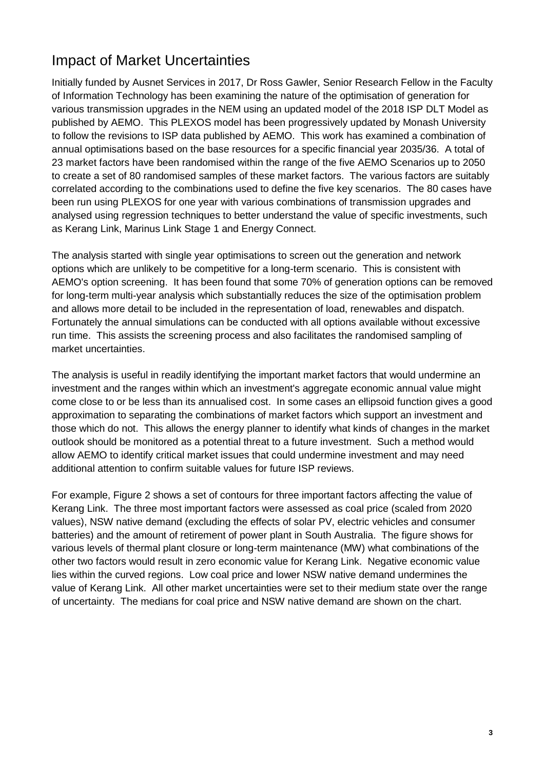## Impact of Market Uncertainties

Initially funded by Ausnet Services in 2017, Dr Ross Gawler, Senior Research Fellow in the Faculty of Information Technology has been examining the nature of the optimisation of generation for various transmission upgrades in the NEM using an updated model of the 2018 ISP DLT Model as published by AEMO. This PLEXOS model has been progressively updated by Monash University to follow the revisions to ISP data published by AEMO. This work has examined a combination of annual optimisations based on the base resources for a specific financial year 2035/36. A total of 23 market factors have been randomised within the range of the five AEMO Scenarios up to 2050 to create a set of 80 randomised samples of these market factors. The various factors are suitably correlated according to the combinations used to define the five key scenarios. The 80 cases have been run using PLEXOS for one year with various combinations of transmission upgrades and analysed using regression techniques to better understand the value of specific investments, such as Kerang Link, Marinus Link Stage 1 and Energy Connect.

The analysis started with single year optimisations to screen out the generation and network options which are unlikely to be competitive for a long-term scenario. This is consistent with AEMO's option screening. It has been found that some 70% of generation options can be removed for long-term multi-year analysis which substantially reduces the size of the optimisation problem and allows more detail to be included in the representation of load, renewables and dispatch. Fortunately the annual simulations can be conducted with all options available without excessive run time. This assists the screening process and also facilitates the randomised sampling of market uncertainties.

The analysis is useful in readily identifying the important market factors that would undermine an investment and the ranges within which an investment's aggregate economic annual value might come close to or be less than its annualised cost. In some cases an ellipsoid function gives a good approximation to separating the combinations of market factors which support an investment and those which do not. This allows the energy planner to identify what kinds of changes in the market outlook should be monitored as a potential threat to a future investment. Such a method would allow AEMO to identify critical market issues that could undermine investment and may need additional attention to confirm suitable values for future ISP reviews.

For example, Figure 2 shows a set of contours for three important factors affecting the value of Kerang Link. The three most important factors were assessed as coal price (scaled from 2020 values), NSW native demand (excluding the effects of solar PV, electric vehicles and consumer batteries) and the amount of retirement of power plant in South Australia. The figure shows for various levels of thermal plant closure or long-term maintenance (MW) what combinations of the other two factors would result in zero economic value for Kerang Link. Negative economic value lies within the curved regions. Low coal price and lower NSW native demand undermines the value of Kerang Link. All other market uncertainties were set to their medium state over the range of uncertainty. The medians for coal price and NSW native demand are shown on the chart.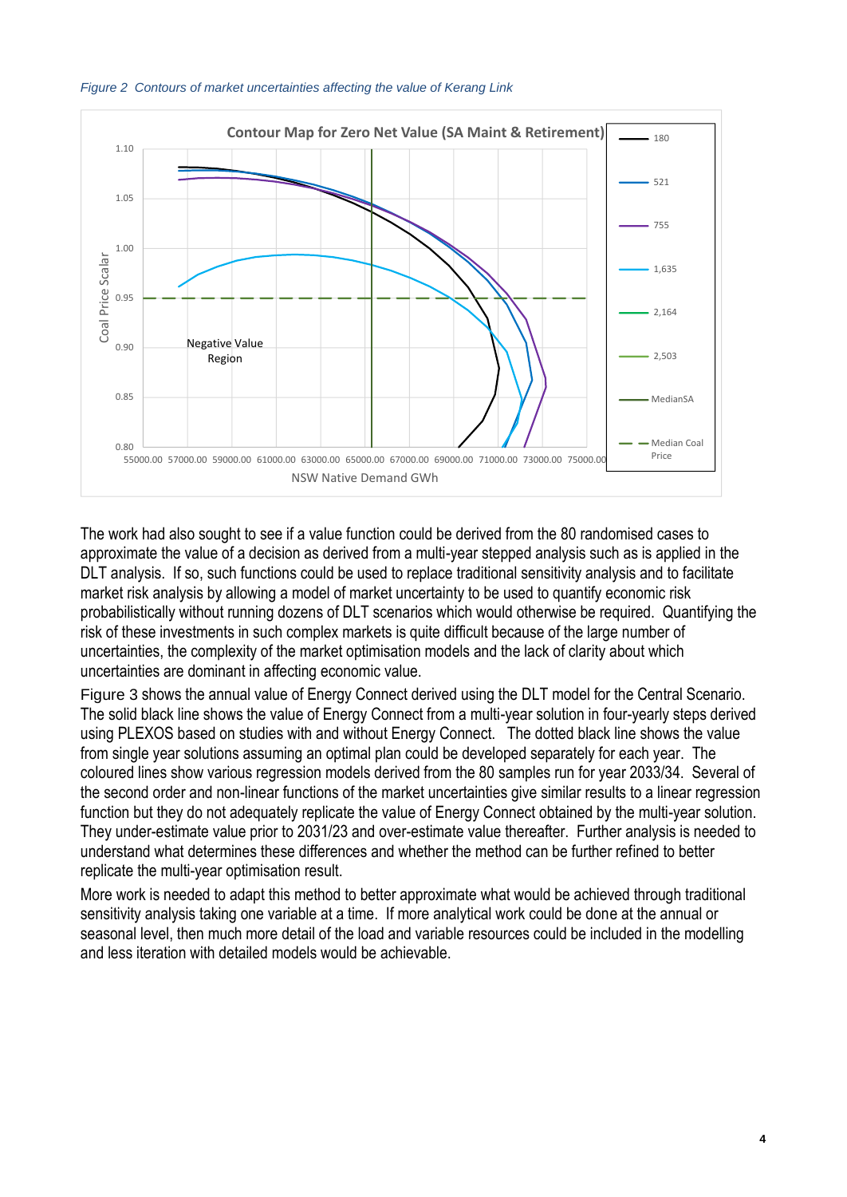*Figure 2 Contours of market uncertainties affecting the value of Kerang Link*

The work had also sought to see if a value function could be derived from the 80 randomised cases to approximate the value of a decision as derived from a multi-year stepped analysis such as is applied in the DLT analysis. If so, such functions could be used to replace traditional sensitivity analysis and to facilitate market risk analysis by allowing a model of market uncertainty to be used to quantify economic risk probabilistically without running dozens of DLT scenarios which would otherwise be required. Quantifying the risk of these investments in such complex markets is quite difficult because of the large number of uncertainties, the complexity of the market optimisation models and the lack of clarity about which uncertainties are dominant in affecting economic value.

Figure 3 shows the annual value of Energy Connect derived using the DLT model for the Central Scenario. The solid black line shows the value of Energy Connect from a multi-year solution in four-yearly steps derived using PLEXOS based on studies with and without Energy Connect. The dotted black line shows the value from single year solutions assuming an optimal plan could be developed separately for each year. The coloured lines show various regression models derived from the 80 samples run for year 2033/34. Several of the second order and non-linear functions of the market uncertainties give similar results to a linear regression function but they do not adequately replicate the value of Energy Connect obtained by the multi-year solution. They under-estimate value prior to 2031/23 and over-estimate value thereafter. Further analysis is needed to understand what determines these differences and whether the method can be further refined to better replicate the multi-year optimisation result.

More work is needed to adapt this method to better approximate what would be achieved through traditional sensitivity analysis taking one variable at a time. If more analytical work could be done at the annual or seasonal level, then much more detail of the load and variable resources could be included in the modelling and less iteration with detailed models would be achievable.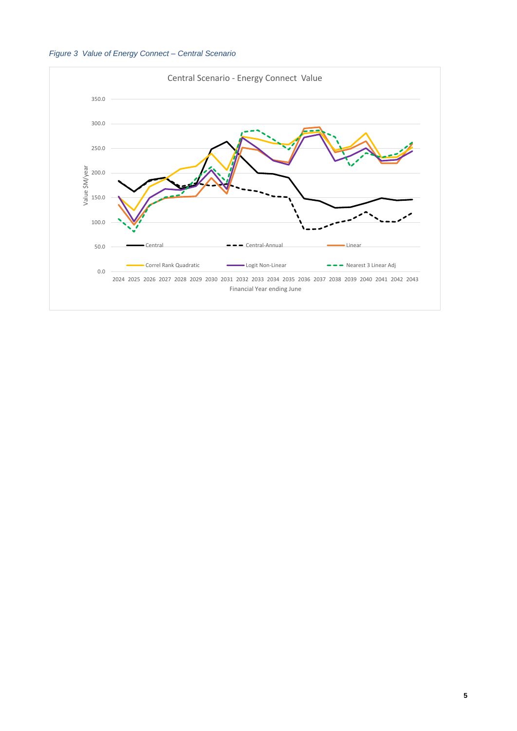*Figure 3 Value of Energy Connect – Central Scenario*

Central Scenario - Energy Connect Value

Value $M/year

350.0
300.0
250.0
200.0
150.0
100.0
50.0
0.0

2024 2025 2026 2027 2028 2029 2030 2031 2032 2033 2034 2035 2036 2037 2038 2039 2040 2041 2042 2043

Financial Year ending June

Central
Central-Annual
Linear
Correl Rank Quadratic
Logit Non-Linear
Nearest 3 Linear Adj